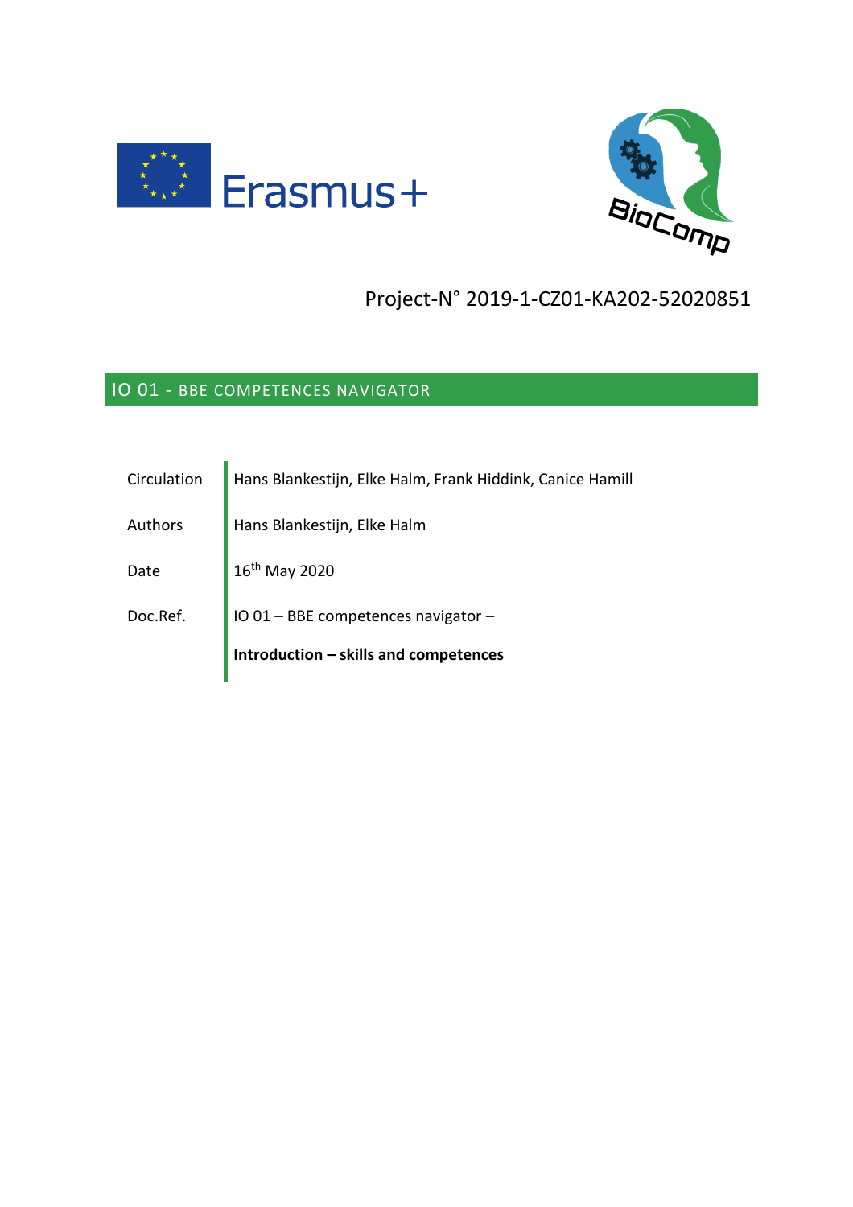Erasmus+

BioComp

Project-N° 2019-1-CZ01-KA202-52020851

## IO 01 - BBE COMPETENCES NAVIGATOR

| | |
|---|---|
| Circulation | Hans Blankestijn, Elke Halm, Frank Hiddink, Canice Hamill |
| Authors | Hans Blankestijn, Elke Halm |
| Date | 16th May 2020 |
| Doc.Ref. | IO 01 – BBE competences navigator – **Introduction – skills and competences** |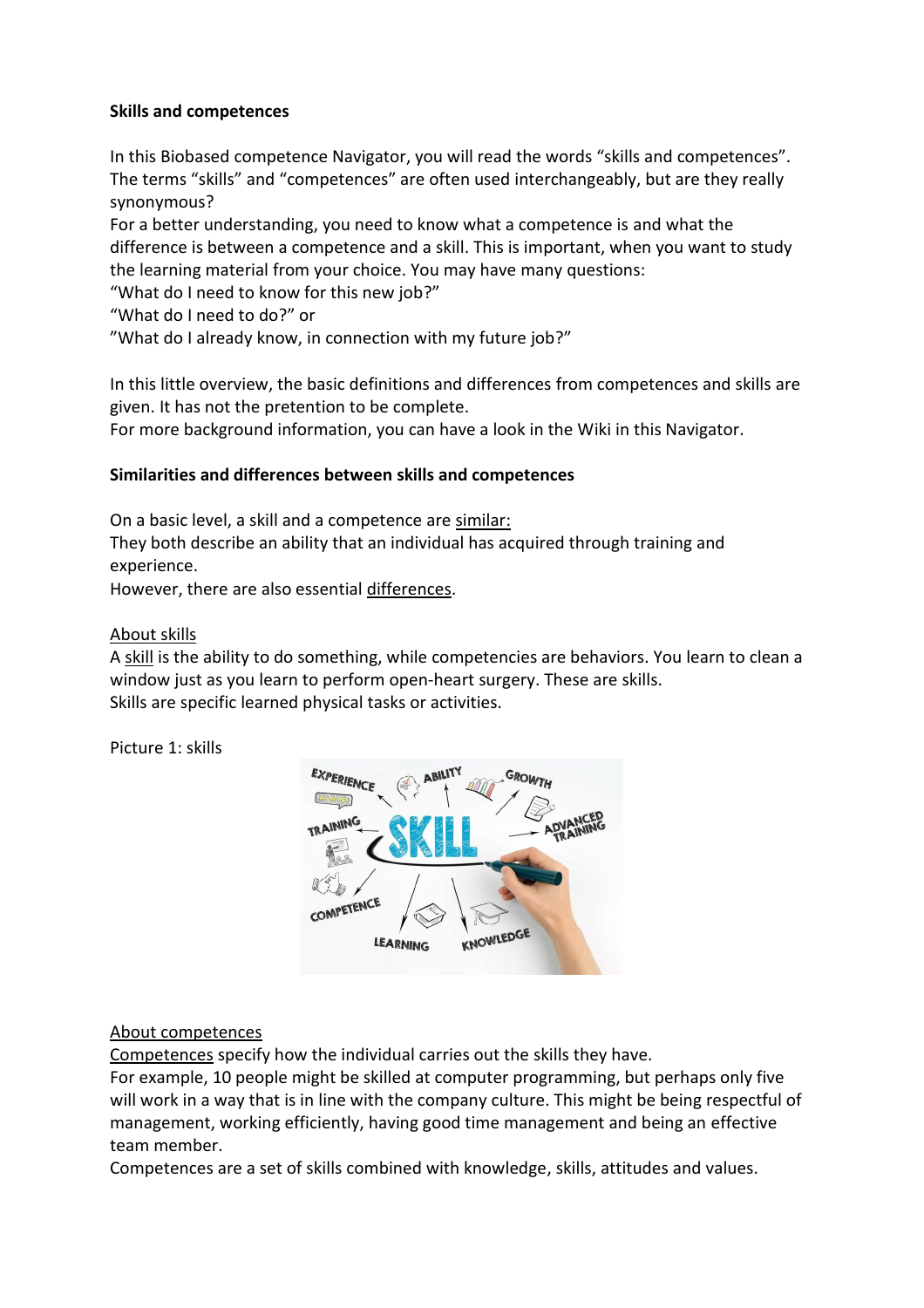**Skills and competences**

In this Biobased competence Navigator, you will read the words “skills and competences”. The terms “skills” and “competences” are often used interchangeably, but are they really synonymous?

For a better understanding, you need to know what a competence is and what the difference is between a competence and a skill. This is important, when you want to study the learning material from your choice. You may have many questions:

“What do I need to know for this new job?”

“What do I need to do?” or

”What do I already know, in connection with my future job?”

In this little overview, the basic definitions and differences from competences and skills are given. It has not the pretention to be complete.

For more background information, you can have a look in the Wiki in this Navigator.

**Similarities and differences between skills and competences**

On a basic level, a skill and a competence are similar:

They both describe an ability that an individual has acquired through training and experience.

However, there are also essential differences.

About skills

A skill is the ability to do something, while competencies are behaviors. You learn to clean a window just as you learn to perform open-heart surgery. These are skills.

Skills are specific learned physical tasks or activities.

Picture 1: skills

About competences

Competences specify how the individual carries out the skills they have.

For example, 10 people might be skilled at computer programming, but perhaps only five will work in a way that is in line with the company culture. This might be being respectful of management, working efficiently, having good time management and being an effective team member.

Competences are a set of skills combined with knowledge, skills, attitudes and values.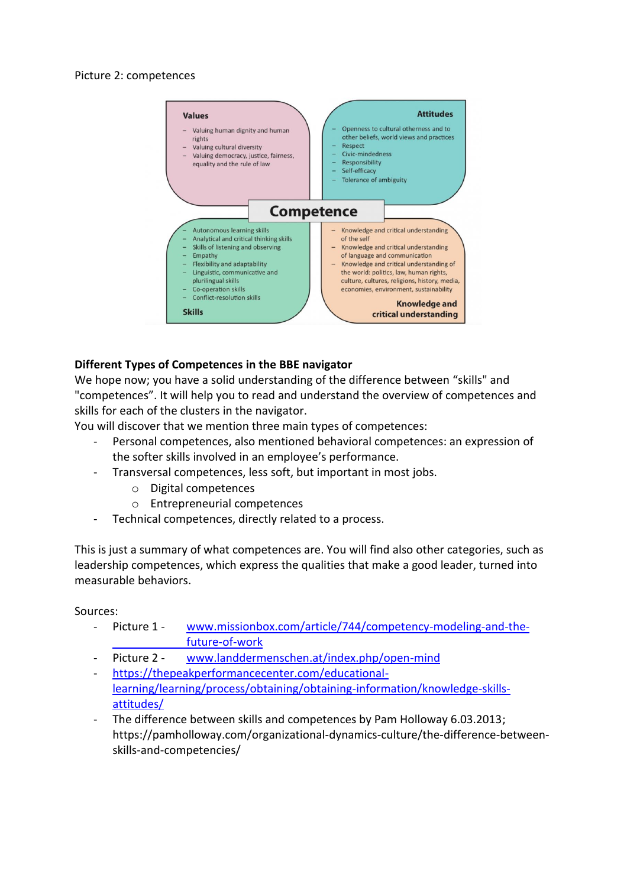Picture 2: competences

Values

- Valuing human dignity and human rights
- Valuing cultural diversity
- Valuing democracy, justice, fairness, equality and the rule of law

Attitudes

- Openness to cultural otherness and to other beliefs, world views and practices
- Respect
- Civic-mindedness
- Responsibility
- Self-efficacy
- Tolerance of ambiguity

Competence

- Autonomous learning skills
- Analytical and critical thinking skills
- Skills of listening and observing
- Empathy
- Flexibility and adaptability
- Linguistic, communicative and plurilingual skills
- Co-operation skills
- Conflict-resolution skills

Skills

- Knowledge and critical understanding of the self
- Knowledge and critical understanding of language and communication
- Knowledge and critical understanding of the world: politics, law, human rights, culture, cultures, religions, history, media, economies, environment, sustainability

Knowledge and critical understanding

**Different Types of Competences in the BBE navigator**

We hope now; you have a solid understanding of the difference between "skills" and "competences". It will help you to read and understand the overview of competences and skills for each of the clusters in the navigator.

You will discover that we mention three main types of competences:

- Personal competences, also mentioned behavioral competences: an expression of the softer skills involved in an employee's performance.
- Transversal competences, less soft, but important in most jobs.
  - Digital competences
  - Entrepreneurial competences
- Technical competences, directly related to a process.

This is just a summary of what competences are. You will find also other categories, such as leadership competences, which express the qualities that make a good leader, turned into measurable behaviors.

Sources:

- Picture 1 - www.missionbox.com/article/744/competency-modeling-and-the-future-of-work
- Picture 2 - www.landdermenschen.at/index.php/open-mind
- https://thepeakperformancecenter.com/educational-learning/learning/process/obtaining/obtaining-information/knowledge-skills-attitudes/
- The difference between skills and competences by Pam Holloway 6.03.2013; https://pamholloway.com/organizational-dynamics-culture/the-difference-between-skills-and-competencies/